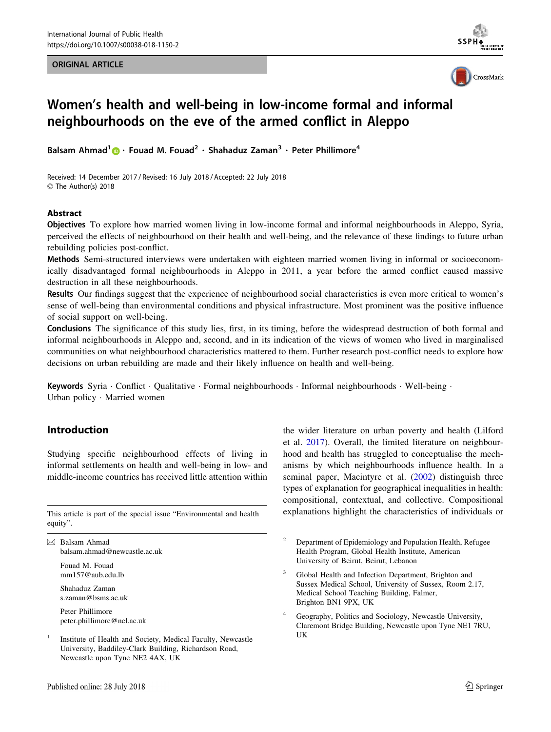ORIGINAL ARTICLE

# Women's health and well-being in low-income formal and informal neighbourhoods on the eve of the armed conflict in Aleppo

Balsam Ahmad[1] · Fouad M. Fouad[2] · Shahaduz Zaman[3] · Peter Phillimore[4]

Received: 14 December 2017 / Revised: 16 July 2018 / Accepted: 22 July 2018
© The Author(s) 2018

## Abstract

**Objectives** To explore how married women living in low-income formal and informal neighbourhoods in Aleppo, Syria, perceived the effects of neighbourhood on their health and well-being, and the relevance of these findings to future urban rebuilding policies post-conflict.

**Methods** Semi-structured interviews were undertaken with eighteen married women living in informal or socioeconomically disadvantaged formal neighbourhoods in Aleppo in 2011, a year before the armed conflict caused massive destruction in all these neighbourhoods.

**Results** Our findings suggest that the experience of neighbourhood social characteristics is even more critical to women's sense of well-being than environmental conditions and physical infrastructure. Most prominent was the positive influence of social support on well-being.

**Conclusions** The significance of this study lies, first, in its timing, before the widespread destruction of both formal and informal neighbourhoods in Aleppo and, second, and in its indication of the views of women who lived in marginalised communities on what neighbourhood characteristics mattered to them. Further research post-conflict needs to explore how decisions on urban rebuilding are made and their likely influence on health and well-being.

**Keywords** Syria · Conflict · Qualitative · Formal neighbourhoods · Informal neighbourhoods · Well-being · Urban policy · Married women

## Introduction

Studying specific neighbourhood effects of living in informal settlements on health and well-being in low- and middle-income countries has received little attention within the wider literature on urban poverty and health (Lilford et al. 2017). Overall, the limited literature on neighbourhood and health has struggled to conceptualise the mechanisms by which neighbourhoods influence health. In a seminal paper, Macintyre et al. (2002) distinguish three types of explanation for geographical inequalities in health: compositional, contextual, and collective. Compositional explanations highlight the characteristics of individuals or

---

This article is part of the special issue "Environmental and health equity".

✉ Balsam Ahmad
balsam.ahmad@newcastle.ac.uk

Fouad M. Fouad
mm157@aub.edu.lb

Shahaduz Zaman
s.zaman@bsms.ac.uk

Peter Phillimore
peter.phillimore@ncl.ac.uk

[1] Institute of Health and Society, Medical Faculty, Newcastle University, Baddiley-Clark Building, Richardson Road, Newcastle upon Tyne NE2 4AX, UK

[2] Department of Epidemiology and Population Health, Refugee Health Program, Global Health Institute, American University of Beirut, Beirut, Lebanon

[3] Global Health and Infection Department, Brighton and Sussex Medical School, University of Sussex, Room 2.17, Medical School Teaching Building, Falmer, Brighton BN1 9PX, UK

[4] Geography, Politics and Sociology, Newcastle University, Claremont Bridge Building, Newcastle upon Tyne NE1 7RU, UK

Published online: 28 July 2018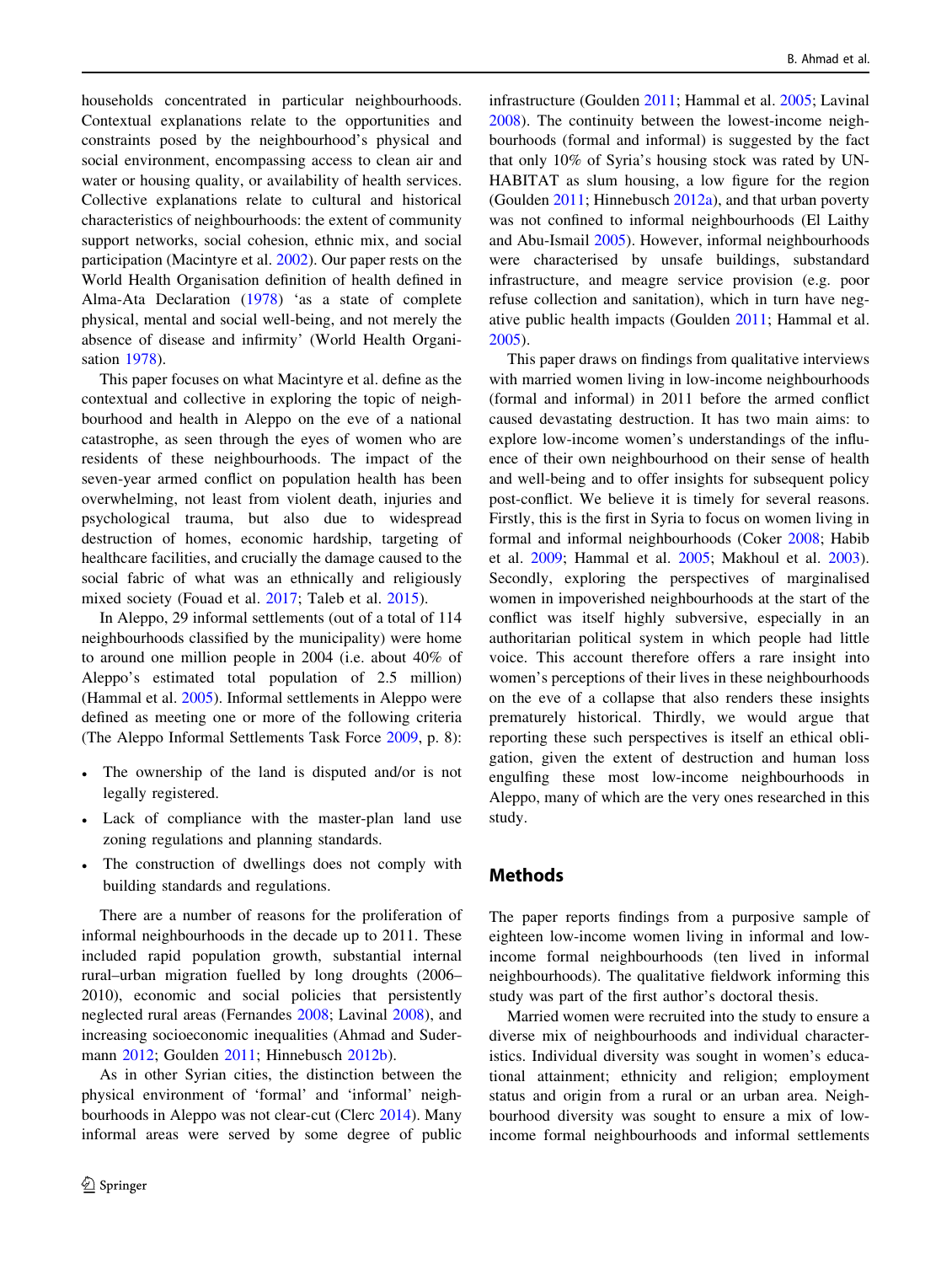households concentrated in particular neighbourhoods. Contextual explanations relate to the opportunities and constraints posed by the neighbourhood's physical and social environment, encompassing access to clean air and water or housing quality, or availability of health services. Collective explanations relate to cultural and historical characteristics of neighbourhoods: the extent of community support networks, social cohesion, ethnic mix, and social participation (Macintyre et al. 2002). Our paper rests on the World Health Organisation definition of health defined in Alma-Ata Declaration (1978) 'as a state of complete physical, mental and social well-being, and not merely the absence of disease and infirmity' (World Health Organisation 1978).

This paper focuses on what Macintyre et al. define as the contextual and collective in exploring the topic of neighbourhood and health in Aleppo on the eve of a national catastrophe, as seen through the eyes of women who are residents of these neighbourhoods. The impact of the seven-year armed conflict on population health has been overwhelming, not least from violent death, injuries and psychological trauma, but also due to widespread destruction of homes, economic hardship, targeting of healthcare facilities, and crucially the damage caused to the social fabric of what was an ethnically and religiously mixed society (Fouad et al. 2017; Taleb et al. 2015).

In Aleppo, 29 informal settlements (out of a total of 114 neighbourhoods classified by the municipality) were home to around one million people in 2004 (i.e. about 40% of Aleppo's estimated total population of 2.5 million) (Hammal et al. 2005). Informal settlements in Aleppo were defined as meeting one or more of the following criteria (The Aleppo Informal Settlements Task Force 2009, p. 8):

- The ownership of the land is disputed and/or is not legally registered.
- Lack of compliance with the master-plan land use zoning regulations and planning standards.
- The construction of dwellings does not comply with building standards and regulations.

There are a number of reasons for the proliferation of informal neighbourhoods in the decade up to 2011. These included rapid population growth, substantial internal rural–urban migration fuelled by long droughts (2006–2010), economic and social policies that persistently neglected rural areas (Fernandes 2008; Lavinal 2008), and increasing socioeconomic inequalities (Ahmad and Sudermann 2012; Goulden 2011; Hinnebusch 2012b).

As in other Syrian cities, the distinction between the physical environment of 'formal' and 'informal' neighbourhoods in Aleppo was not clear-cut (Clerc 2014). Many informal areas were served by some degree of public infrastructure (Goulden 2011; Hammal et al. 2005; Lavinal 2008). The continuity between the lowest-income neighbourhoods (formal and informal) is suggested by the fact that only 10% of Syria's housing stock was rated by UN-HABITAT as slum housing, a low figure for the region (Goulden 2011; Hinnebusch 2012a), and that urban poverty was not confined to informal neighbourhoods (El Laithy and Abu-Ismail 2005). However, informal neighbourhoods were characterised by unsafe buildings, substandard infrastructure, and meagre service provision (e.g. poor refuse collection and sanitation), which in turn have negative public health impacts (Goulden 2011; Hammal et al. 2005).

This paper draws on findings from qualitative interviews with married women living in low-income neighbourhoods (formal and informal) in 2011 before the armed conflict caused devastating destruction. It has two main aims: to explore low-income women's understandings of the influence of their own neighbourhood on their sense of health and well-being and to offer insights for subsequent policy post-conflict. We believe it is timely for several reasons. Firstly, this is the first in Syria to focus on women living in formal and informal neighbourhoods (Coker 2008; Habib et al. 2009; Hammal et al. 2005; Makhoul et al. 2003). Secondly, exploring the perspectives of marginalised women in impoverished neighbourhoods at the start of the conflict was itself highly subversive, especially in an authoritarian political system in which people had little voice. This account therefore offers a rare insight into women's perceptions of their lives in these neighbourhoods on the eve of a collapse that also renders these insights prematurely historical. Thirdly, we would argue that reporting these such perspectives is itself an ethical obligation, given the extent of destruction and human loss engulfing these most low-income neighbourhoods in Aleppo, many of which are the very ones researched in this study.

## Methods

The paper reports findings from a purposive sample of eighteen low-income women living in informal and low-income formal neighbourhoods (ten lived in informal neighbourhoods). The qualitative fieldwork informing this study was part of the first author's doctoral thesis.

Married women were recruited into the study to ensure a diverse mix of neighbourhoods and individual characteristics. Individual diversity was sought in women's educational attainment; ethnicity and religion; employment status and origin from a rural or an urban area. Neighbourhood diversity was sought to ensure a mix of low-income formal neighbourhoods and informal settlements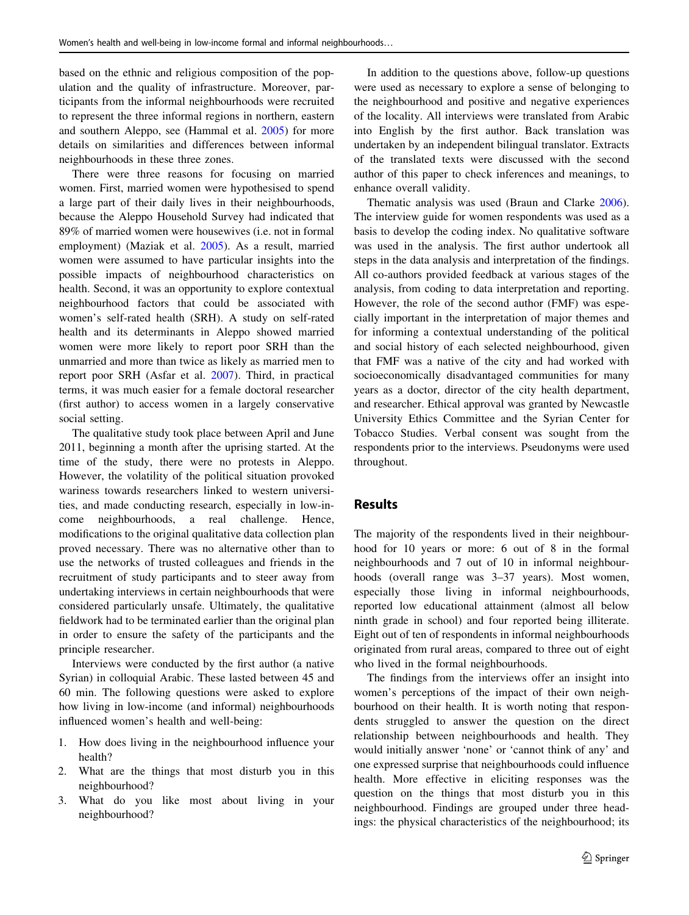based on the ethnic and religious composition of the population and the quality of infrastructure. Moreover, participants from the informal neighbourhoods were recruited to represent the three informal regions in northern, eastern and southern Aleppo, see (Hammal et al. 2005) for more details on similarities and differences between informal neighbourhoods in these three zones.

There were three reasons for focusing on married women. First, married women were hypothesised to spend a large part of their daily lives in their neighbourhoods, because the Aleppo Household Survey had indicated that 89% of married women were housewives (i.e. not in formal employment) (Maziak et al. 2005). As a result, married women were assumed to have particular insights into the possible impacts of neighbourhood characteristics on health. Second, it was an opportunity to explore contextual neighbourhood factors that could be associated with women's self-rated health (SRH). A study on self-rated health and its determinants in Aleppo showed married women were more likely to report poor SRH than the unmarried and more than twice as likely as married men to report poor SRH (Asfar et al. 2007). Third, in practical terms, it was much easier for a female doctoral researcher (first author) to access women in a largely conservative social setting.

The qualitative study took place between April and June 2011, beginning a month after the uprising started. At the time of the study, there were no protests in Aleppo. However, the volatility of the political situation provoked wariness towards researchers linked to western universities, and made conducting research, especially in low-income neighbourhoods, a real challenge. Hence, modifications to the original qualitative data collection plan proved necessary. There was no alternative other than to use the networks of trusted colleagues and friends in the recruitment of study participants and to steer away from undertaking interviews in certain neighbourhoods that were considered particularly unsafe. Ultimately, the qualitative fieldwork had to be terminated earlier than the original plan in order to ensure the safety of the participants and the principle researcher.

Interviews were conducted by the first author (a native Syrian) in colloquial Arabic. These lasted between 45 and 60 min. The following questions were asked to explore how living in low-income (and informal) neighbourhoods influenced women's health and well-being:

1. How does living in the neighbourhood influence your health?
2. What are the things that most disturb you in this neighbourhood?
3. What do you like most about living in your neighbourhood?

In addition to the questions above, follow-up questions were used as necessary to explore a sense of belonging to the neighbourhood and positive and negative experiences of the locality. All interviews were translated from Arabic into English by the first author. Back translation was undertaken by an independent bilingual translator. Extracts of the translated texts were discussed with the second author of this paper to check inferences and meanings, to enhance overall validity.

Thematic analysis was used (Braun and Clarke 2006). The interview guide for women respondents was used as a basis to develop the coding index. No qualitative software was used in the analysis. The first author undertook all steps in the data analysis and interpretation of the findings. All co-authors provided feedback at various stages of the analysis, from coding to data interpretation and reporting. However, the role of the second author (FMF) was especially important in the interpretation of major themes and for informing a contextual understanding of the political and social history of each selected neighbourhood, given that FMF was a native of the city and had worked with socioeconomically disadvantaged communities for many years as a doctor, director of the city health department, and researcher. Ethical approval was granted by Newcastle University Ethics Committee and the Syrian Center for Tobacco Studies. Verbal consent was sought from the respondents prior to the interviews. Pseudonyms were used throughout.

## Results

The majority of the respondents lived in their neighbourhood for 10 years or more: 6 out of 8 in the formal neighbourhoods and 7 out of 10 in informal neighbourhoods (overall range was 3–37 years). Most women, especially those living in informal neighbourhoods, reported low educational attainment (almost all below ninth grade in school) and four reported being illiterate. Eight out of ten of respondents in informal neighbourhoods originated from rural areas, compared to three out of eight who lived in the formal neighbourhoods.

The findings from the interviews offer an insight into women's perceptions of the impact of their own neighbourhood on their health. It is worth noting that respondents struggled to answer the question on the direct relationship between neighbourhoods and health. They would initially answer 'none' or 'cannot think of any' and one expressed surprise that neighbourhoods could influence health. More effective in eliciting responses was the question on the things that most disturb you in this neighbourhood. Findings are grouped under three headings: the physical characteristics of the neighbourhood; its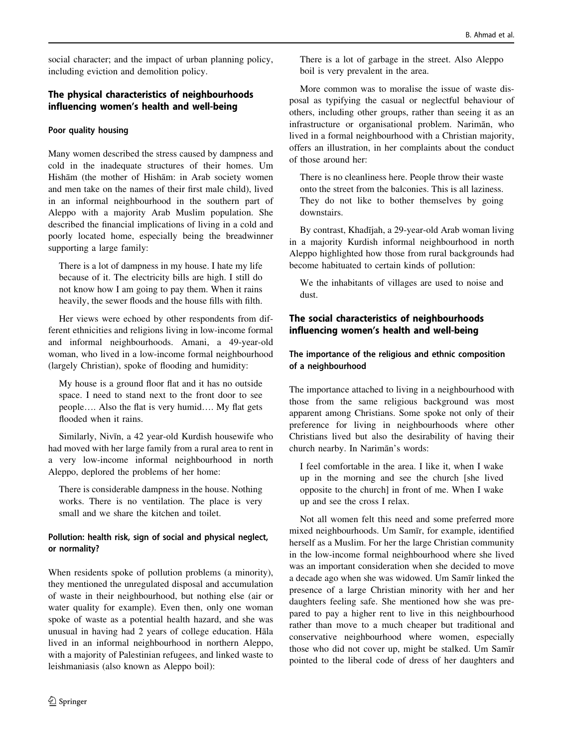social character; and the impact of urban planning policy, including eviction and demolition policy.

## The physical characteristics of neighbourhoods influencing women's health and well-being

### Poor quality housing

Many women described the stress caused by dampness and cold in the inadequate structures of their homes. Um Hishām (the mother of Hishām: in Arab society women and men take on the names of their first male child), lived in an informal neighbourhood in the southern part of Aleppo with a majority Arab Muslim population. She described the financial implications of living in a cold and poorly located home, especially being the breadwinner supporting a large family:

> There is a lot of dampness in my house. I hate my life because of it. The electricity bills are high. I still do not know how I am going to pay them. When it rains heavily, the sewer floods and the house fills with filth.

Her views were echoed by other respondents from different ethnicities and religions living in low-income formal and informal neighbourhoods. Amani, a 49-year-old woman, who lived in a low-income formal neighbourhood (largely Christian), spoke of flooding and humidity:

> My house is a ground floor flat and it has no outside space. I need to stand next to the front door to see people…. Also the flat is very humid…. My flat gets flooded when it rains.

Similarly, Nivīn, a 42 year-old Kurdish housewife who had moved with her large family from a rural area to rent in a very low-income informal neighbourhood in north Aleppo, deplored the problems of her home:

> There is considerable dampness in the house. Nothing works. There is no ventilation. The place is very small and we share the kitchen and toilet.

### Pollution: health risk, sign of social and physical neglect, or normality?

When residents spoke of pollution problems (a minority), they mentioned the unregulated disposal and accumulation of waste in their neighbourhood, but nothing else (air or water quality for example). Even then, only one woman spoke of waste as a potential health hazard, and she was unusual in having had 2 years of college education. Hāla lived in an informal neighbourhood in northern Aleppo, with a majority of Palestinian refugees, and linked waste to leishmaniasis (also known as Aleppo boil):

> There is a lot of garbage in the street. Also Aleppo boil is very prevalent in the area.

More common was to moralise the issue of waste disposal as typifying the casual or neglectful behaviour of others, including other groups, rather than seeing it as an infrastructure or organisational problem. Narimān, who lived in a formal neighbourhood with a Christian majority, offers an illustration, in her complaints about the conduct of those around her:

> There is no cleanliness here. People throw their waste onto the street from the balconies. This is all laziness. They do not like to bother themselves by going downstairs.

By contrast, Khadījah, a 29-year-old Arab woman living in a majority Kurdish informal neighbourhood in north Aleppo highlighted how those from rural backgrounds had become habituated to certain kinds of pollution:

> We the inhabitants of villages are used to noise and dust.

## The social characteristics of neighbourhoods influencing women's health and well-being

### The importance of the religious and ethnic composition of a neighbourhood

The importance attached to living in a neighbourhood with those from the same religious background was most apparent among Christians. Some spoke not only of their preference for living in neighbourhoods where other Christians lived but also the desirability of having their church nearby. In Narimān's words:

> I feel comfortable in the area. I like it, when I wake up in the morning and see the church [she lived opposite to the church] in front of me. When I wake up and see the cross I relax.

Not all women felt this need and some preferred more mixed neighbourhoods. Um Samīr, for example, identified herself as a Muslim. For her the large Christian community in the low-income formal neighbourhood where she lived was an important consideration when she decided to move a decade ago when she was widowed. Um Samīr linked the presence of a large Christian minority with her and her daughters feeling safe. She mentioned how she was prepared to pay a higher rent to live in this neighbourhood rather than move to a much cheaper but traditional and conservative neighbourhood where women, especially those who did not cover up, might be stalked. Um Samīr pointed to the liberal code of dress of her daughters and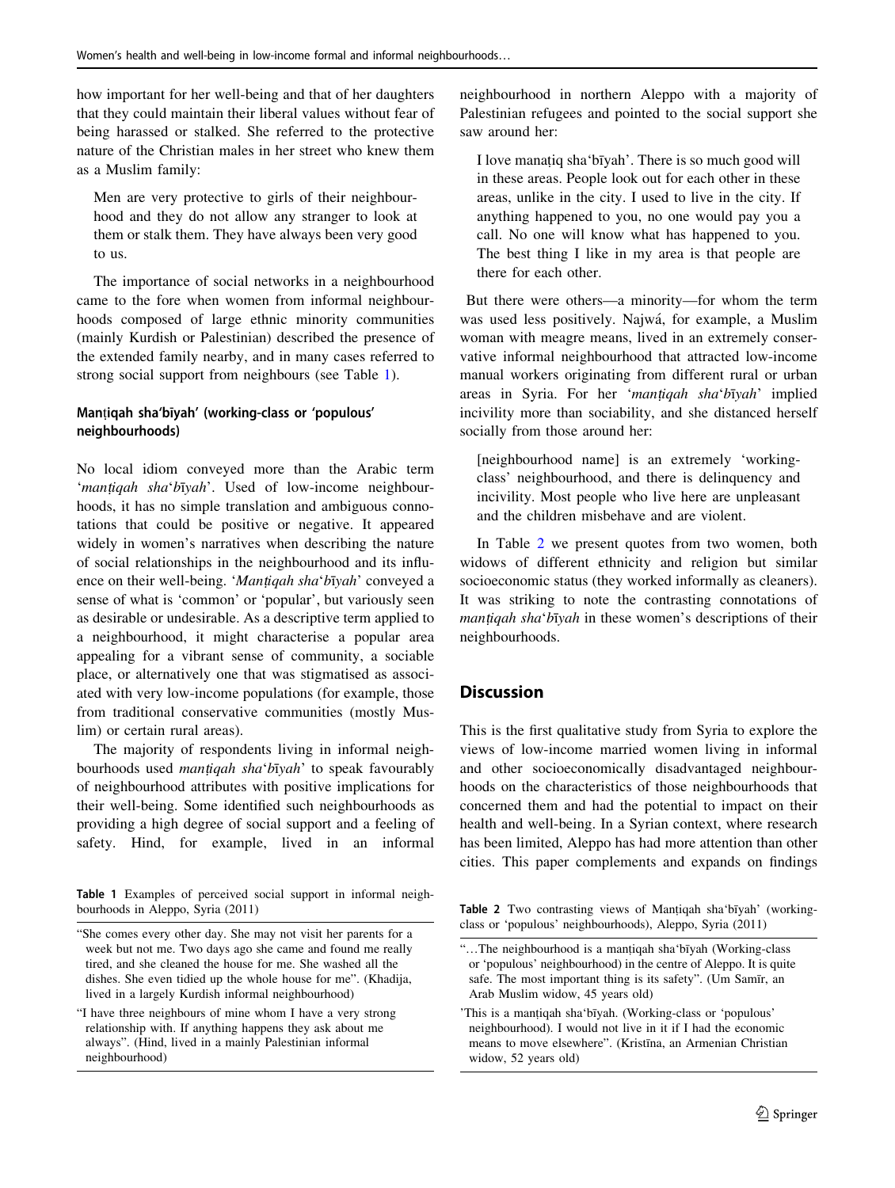how important for her well-being and that of her daughters that they could maintain their liberal values without fear of being harassed or stalked. She referred to the protective nature of the Christian males in her street who knew them as a Muslim family:

> Men are very protective to girls of their neighbourhood and they do not allow any stranger to look at them or stalk them. They have always been very good to us.

The importance of social networks in a neighbourhood came to the fore when women from informal neighbourhoods composed of large ethnic minority communities (mainly Kurdish or Palestinian) described the presence of the extended family nearby, and in many cases referred to strong social support from neighbours (see Table 1).

### Manṭiqah sha'bīyah' (working-class or 'populous' neighbourhoods)

No local idiom conveyed more than the Arabic term '*manṭiqah sha*'*bīyah*'. Used of low-income neighbourhoods, it has no simple translation and ambiguous connotations that could be positive or negative. It appeared widely in women's narratives when describing the nature of social relationships in the neighbourhood and its influence on their well-being. '*Manṭiqah sha*'*bīyah*' conveyed a sense of what is 'common' or 'popular', but variously seen as desirable or undesirable. As a descriptive term applied to a neighbourhood, it might characterise a popular area appealing for a vibrant sense of community, a sociable place, or alternatively one that was stigmatised as associated with very low-income populations (for example, those from traditional conservative communities (mostly Muslim) or certain rural areas).

The majority of respondents living in informal neighbourhoods used *manṭiqah sha*'*bīyah*' to speak favourably of neighbourhood attributes with positive implications for their well-being. Some identified such neighbourhoods as providing a high degree of social support and a feeling of safety. Hind, for example, lived in an informal neighbourhood in northern Aleppo with a majority of Palestinian refugees and pointed to the social support she saw around her:

> I love manaṭiq sha'bīyah'. There is so much good will in these areas. People look out for each other in these areas, unlike in the city. I used to live in the city. If anything happened to you, no one would pay you a call. No one will know what has happened to you. The best thing I like in my area is that people are there for each other.

But there were others—a minority—for whom the term was used less positively. Najwá, for example, a Muslim woman with meagre means, lived in an extremely conservative informal neighbourhood that attracted low-income manual workers originating from different rural or urban areas in Syria. For her '*manṭiqah sha*'*bīyah*' implied incivility more than sociability, and she distanced herself socially from those around her:

> [neighbourhood name] is an extremely 'working-class' neighbourhood, and there is delinquency and incivility. Most people who live here are unpleasant and the children misbehave and are violent.

In Table 2 we present quotes from two women, both widows of different ethnicity and religion but similar socioeconomic status (they worked informally as cleaners). It was striking to note the contrasting connotations of *manṭiqah sha*'*bīyah* in these women's descriptions of their neighbourhoods.

**Table 1** Examples of perceived social support in informal neighbourhoods in Aleppo, Syria (2011)

| |
|---|
| "She comes every other day. She may not visit her parents for a week but not me. Two days ago she came and found me really tired, and she cleaned the house for me. She washed all the dishes. She even tidied up the whole house for me". (Khadija, lived in a largely Kurdish informal neighbourhood) |
| "I have three neighbours of mine whom I have a very strong relationship with. If anything happens they ask about me always". (Hind, lived in a mainly Palestinian informal neighbourhood) |

## Discussion

This is the first qualitative study from Syria to explore the views of low-income married women living in informal and other socioeconomically disadvantaged neighbourhoods on the characteristics of those neighbourhoods that concerned them and had the potential to impact on their health and well-being. In a Syrian context, where research has been limited, Aleppo has had more attention than other cities. This paper complements and expands on findings

**Table 2** Two contrasting views of Manṭiqah sha'bīyah' (working-class or 'populous' neighbourhoods), Aleppo, Syria (2011)

| |
|---|
| "…The neighbourhood is a manṭiqah sha'bīyah (Working-class or 'populous' neighbourhood) in the centre of Aleppo. It is quite safe. The most important thing is its safety". (Um Samīr, an Arab Muslim widow, 45 years old) |
| 'This is a manṭiqah sha'bīyah. (Working-class or 'populous' neighbourhood). I would not live in it if I had the economic means to move elsewhere". (Kristīna, an Armenian Christian widow, 52 years old) |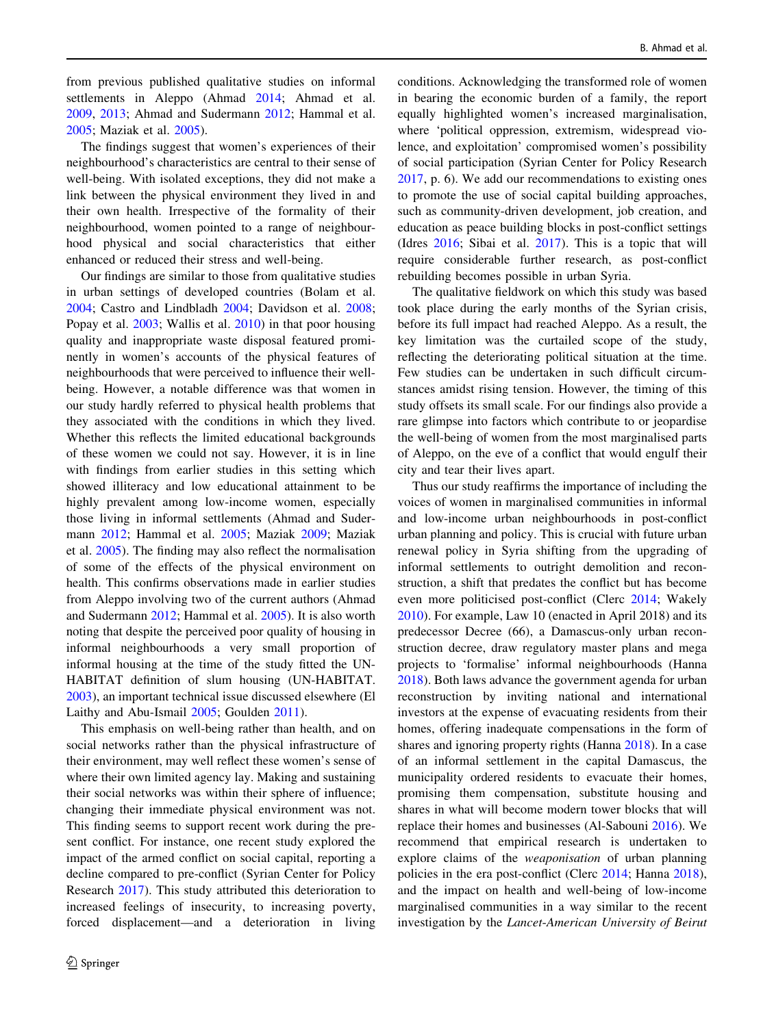from previous published qualitative studies on informal settlements in Aleppo (Ahmad 2014; Ahmad et al. 2009, 2013; Ahmad and Sudermann 2012; Hammal et al. 2005; Maziak et al. 2005).

The findings suggest that women's experiences of their neighbourhood's characteristics are central to their sense of well-being. With isolated exceptions, they did not make a link between the physical environment they lived in and their own health. Irrespective of the formality of their neighbourhood, women pointed to a range of neighbourhood physical and social characteristics that either enhanced or reduced their stress and well-being.

Our findings are similar to those from qualitative studies in urban settings of developed countries (Bolam et al. 2004; Castro and Lindbladh 2004; Davidson et al. 2008; Popay et al. 2003; Wallis et al. 2010) in that poor housing quality and inappropriate waste disposal featured prominently in women's accounts of the physical features of neighbourhoods that were perceived to influence their well-being. However, a notable difference was that women in our study hardly referred to physical health problems that they associated with the conditions in which they lived. Whether this reflects the limited educational backgrounds of these women we could not say. However, it is in line with findings from earlier studies in this setting which showed illiteracy and low educational attainment to be highly prevalent among low-income women, especially those living in informal settlements (Ahmad and Sudermann 2012; Hammal et al. 2005; Maziak 2009; Maziak et al. 2005). The finding may also reflect the normalisation of some of the effects of the physical environment on health. This confirms observations made in earlier studies from Aleppo involving two of the current authors (Ahmad and Sudermann 2012; Hammal et al. 2005). It is also worth noting that despite the perceived poor quality of housing in informal neighbourhoods a very small proportion of informal housing at the time of the study fitted the UN-HABITAT definition of slum housing (UN-HABITAT. 2003), an important technical issue discussed elsewhere (El Laithy and Abu-Ismail 2005; Goulden 2011).

This emphasis on well-being rather than health, and on social networks rather than the physical infrastructure of their environment, may well reflect these women's sense of where their own limited agency lay. Making and sustaining their social networks was within their sphere of influence; changing their immediate physical environment was not. This finding seems to support recent work during the present conflict. For instance, one recent study explored the impact of the armed conflict on social capital, reporting a decline compared to pre-conflict (Syrian Center for Policy Research 2017). This study attributed this deterioration to increased feelings of insecurity, to increasing poverty, forced displacement—and a deterioration in living conditions. Acknowledging the transformed role of women in bearing the economic burden of a family, the report equally highlighted women's increased marginalisation, where 'political oppression, extremism, widespread violence, and exploitation' compromised women's possibility of social participation (Syrian Center for Policy Research 2017, p. 6). We add our recommendations to existing ones to promote the use of social capital building approaches, such as community-driven development, job creation, and education as peace building blocks in post-conflict settings (Idres 2016; Sibai et al. 2017). This is a topic that will require considerable further research, as post-conflict rebuilding becomes possible in urban Syria.

The qualitative fieldwork on which this study was based took place during the early months of the Syrian crisis, before its full impact had reached Aleppo. As a result, the key limitation was the curtailed scope of the study, reflecting the deteriorating political situation at the time. Few studies can be undertaken in such difficult circumstances amidst rising tension. However, the timing of this study offsets its small scale. For our findings also provide a rare glimpse into factors which contribute to or jeopardise the well-being of women from the most marginalised parts of Aleppo, on the eve of a conflict that would engulf their city and tear their lives apart.

Thus our study reaffirms the importance of including the voices of women in marginalised communities in informal and low-income urban neighbourhoods in post-conflict urban planning and policy. This is crucial with future urban renewal policy in Syria shifting from the upgrading of informal settlements to outright demolition and reconstruction, a shift that predates the conflict but has become even more politicised post-conflict (Clerc 2014; Wakely 2010). For example, Law 10 (enacted in April 2018) and its predecessor Decree (66), a Damascus-only urban reconstruction decree, draw regulatory master plans and mega projects to 'formalise' informal neighbourhoods (Hanna 2018). Both laws advance the government agenda for urban reconstruction by inviting national and international investors at the expense of evacuating residents from their homes, offering inadequate compensations in the form of shares and ignoring property rights (Hanna 2018). In a case of an informal settlement in the capital Damascus, the municipality ordered residents to evacuate their homes, promising them compensation, substitute housing and shares in what will become modern tower blocks that will replace their homes and businesses (Al-Sabouni 2016). We recommend that empirical research is undertaken to explore claims of the *weaponisation* of urban planning policies in the era post-conflict (Clerc 2014; Hanna 2018), and the impact on health and well-being of low-income marginalised communities in a way similar to the recent investigation by the *Lancet-American University of Beirut*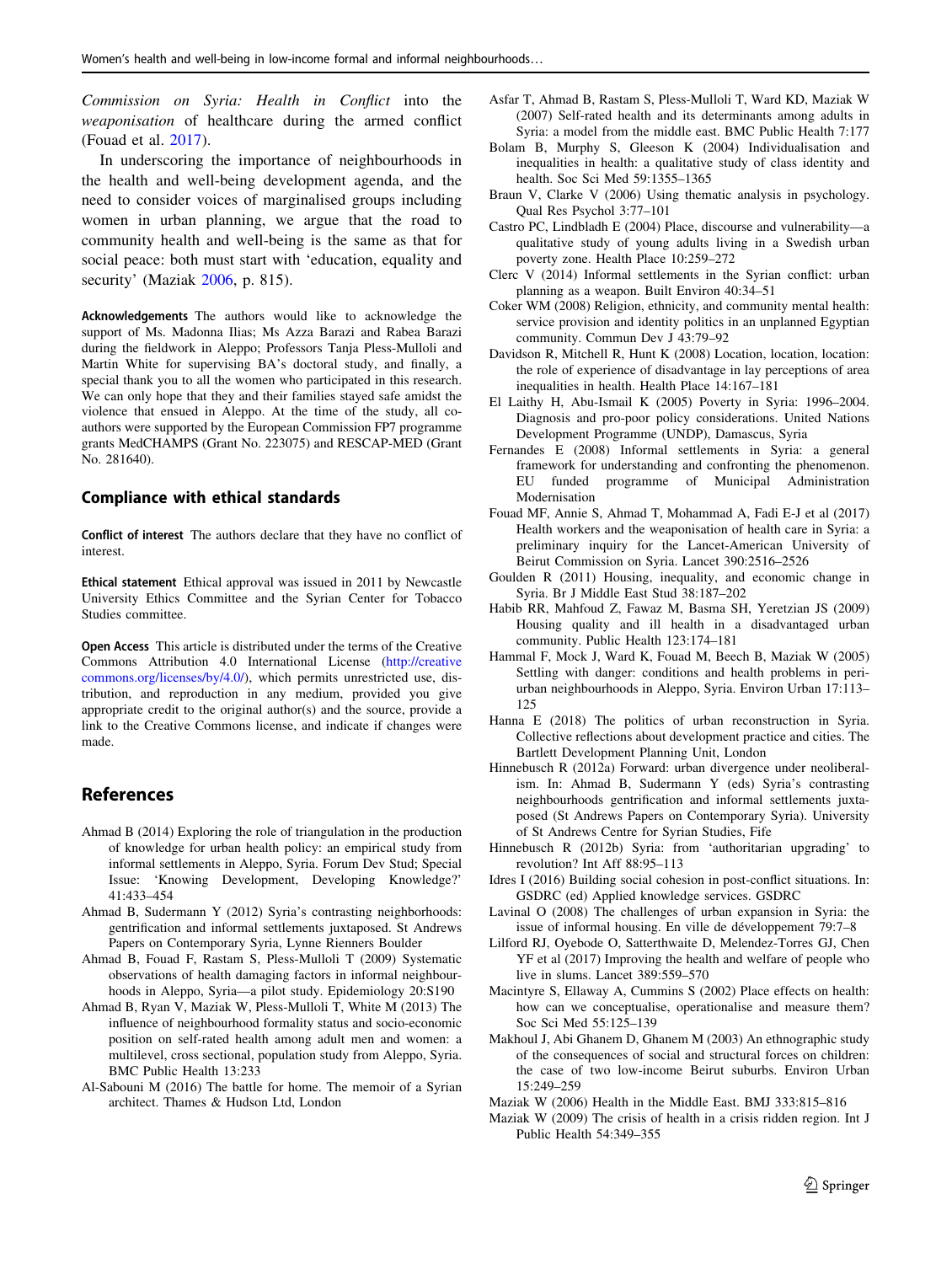*Commission on Syria: Health in Conflict* into the *weaponisation* of healthcare during the armed conflict (Fouad et al. 2017).

In underscoring the importance of neighbourhoods in the health and well-being development agenda, and the need to consider voices of marginalised groups including women in urban planning, we argue that the road to community health and well-being is the same as that for social peace: both must start with 'education, equality and security' (Maziak 2006, p. 815).

**Acknowledgements** The authors would like to acknowledge the support of Ms. Madonna Ilias; Ms Azza Barazi and Rabea Barazi during the fieldwork in Aleppo; Professors Tanja Pless-Mulloli and Martin White for supervising BA's doctoral study, and finally, a special thank you to all the women who participated in this research. We can only hope that they and their families stayed safe amidst the violence that ensued in Aleppo. At the time of the study, all co-authors were supported by the European Commission FP7 programme grants MedCHAMPS (Grant No. 223075) and RESCAP-MED (Grant No. 281640).

## Compliance with ethical standards

**Conflict of interest** The authors declare that they have no conflict of interest.

**Ethical statement** Ethical approval was issued in 2011 by Newcastle University Ethics Committee and the Syrian Center for Tobacco Studies committee.

**Open Access** This article is distributed under the terms of the Creative Commons Attribution 4.0 International License (http://creativecommons.org/licenses/by/4.0/), which permits unrestricted use, distribution, and reproduction in any medium, provided you give appropriate credit to the original author(s) and the source, provide a link to the Creative Commons license, and indicate if changes were made.

## References

Ahmad B (2014) Exploring the role of triangulation in the production of knowledge for urban health policy: an empirical study from informal settlements in Aleppo, Syria. Forum Dev Stud; Special Issue: 'Knowing Development, Developing Knowledge?' 41:433–454

Ahmad B, Sudermann Y (2012) Syria's contrasting neighborhoods: gentrification and informal settlements juxtaposed. St Andrews Papers on Contemporary Syria, Lynne Rienners Boulder

Ahmad B, Fouad F, Rastam S, Pless-Mulloli T (2009) Systematic observations of health damaging factors in informal neighbourhoods in Aleppo, Syria—a pilot study. Epidemiology 20:S190

Ahmad B, Ryan V, Maziak W, Pless-Mulloli T, White M (2013) The influence of neighbourhood formality status and socio-economic position on self-rated health among adult men and women: a multilevel, cross sectional, population study from Aleppo, Syria. BMC Public Health 13:233

Al-Sabouni M (2016) The battle for home. The memoir of a Syrian architect. Thames & Hudson Ltd, London

Asfar T, Ahmad B, Rastam S, Pless-Mulloli T, Ward KD, Maziak W (2007) Self-rated health and its determinants among adults in Syria: a model from the middle east. BMC Public Health 7:177

Bolam B, Murphy S, Gleeson K (2004) Individualisation and inequalities in health: a qualitative study of class identity and health. Soc Sci Med 59:1355–1365

Braun V, Clarke V (2006) Using thematic analysis in psychology. Qual Res Psychol 3:77–101

Castro PC, Lindbladh E (2004) Place, discourse and vulnerability—a qualitative study of young adults living in a Swedish urban poverty zone. Health Place 10:259–272

Clerc V (2014) Informal settlements in the Syrian conflict: urban planning as a weapon. Built Environ 40:34–51

Coker WM (2008) Religion, ethnicity, and community mental health: service provision and identity politics in an unplanned Egyptian community. Commun Dev J 43:79–92

Davidson R, Mitchell R, Hunt K (2008) Location, location, location: the role of experience of disadvantage in lay perceptions of area inequalities in health. Health Place 14:167–181

El Laithy H, Abu-Ismail K (2005) Poverty in Syria: 1996–2004. Diagnosis and pro-poor policy considerations. United Nations Development Programme (UNDP), Damascus, Syria

Fernandes E (2008) Informal settlements in Syria: a general framework for understanding and confronting the phenomenon. EU funded programme of Municipal Administration Modernisation

Fouad MF, Annie S, Ahmad T, Mohammad A, Fadi E-J et al (2017) Health workers and the weaponisation of health care in Syria: a preliminary inquiry for the Lancet-American University of Beirut Commission on Syria. Lancet 390:2516–2526

Goulden R (2011) Housing, inequality, and economic change in Syria. Br J Middle East Stud 38:187–202

Habib RR, Mahfoud Z, Fawaz M, Basma SH, Yeretzian JS (2009) Housing quality and ill health in a disadvantaged urban community. Public Health 123:174–181

Hammal F, Mock J, Ward K, Fouad M, Beech B, Maziak W (2005) Settling with danger: conditions and health problems in peri-urban neighbourhoods in Aleppo, Syria. Environ Urban 17:113–125

Hanna E (2018) The politics of urban reconstruction in Syria. Collective reflections about development practice and cities. The Bartlett Development Planning Unit, London

Hinnebusch R (2012a) Forward: urban divergence under neoliberalism. In: Ahmad B, Sudermann Y (eds) Syria's contrasting neighbourhoods gentrification and informal settlements juxtaposed (St Andrews Papers on Contemporary Syria). University of St Andrews Centre for Syrian Studies, Fife

Hinnebusch R (2012b) Syria: from 'authoritarian upgrading' to revolution? Int Aff 88:95–113

Idres I (2016) Building social cohesion in post-conflict situations. In: GSDRC (ed) Applied knowledge services. GSDRC

Lavinal O (2008) The challenges of urban expansion in Syria: the issue of informal housing. En ville de développement 79:7–8

Lilford RJ, Oyebode O, Satterthwaite D, Melendez-Torres GJ, Chen YF et al (2017) Improving the health and welfare of people who live in slums. Lancet 389:559–570

Macintyre S, Ellaway A, Cummins S (2002) Place effects on health: how can we conceptualise, operationalise and measure them? Soc Sci Med 55:125–139

Makhoul J, Abi Ghanem D, Ghanem M (2003) An ethnographic study of the consequences of social and structural forces on children: the case of two low-income Beirut suburbs. Environ Urban 15:249–259

Maziak W (2006) Health in the Middle East. BMJ 333:815–816

Maziak W (2009) The crisis of health in a crisis ridden region. Int J Public Health 54:349–355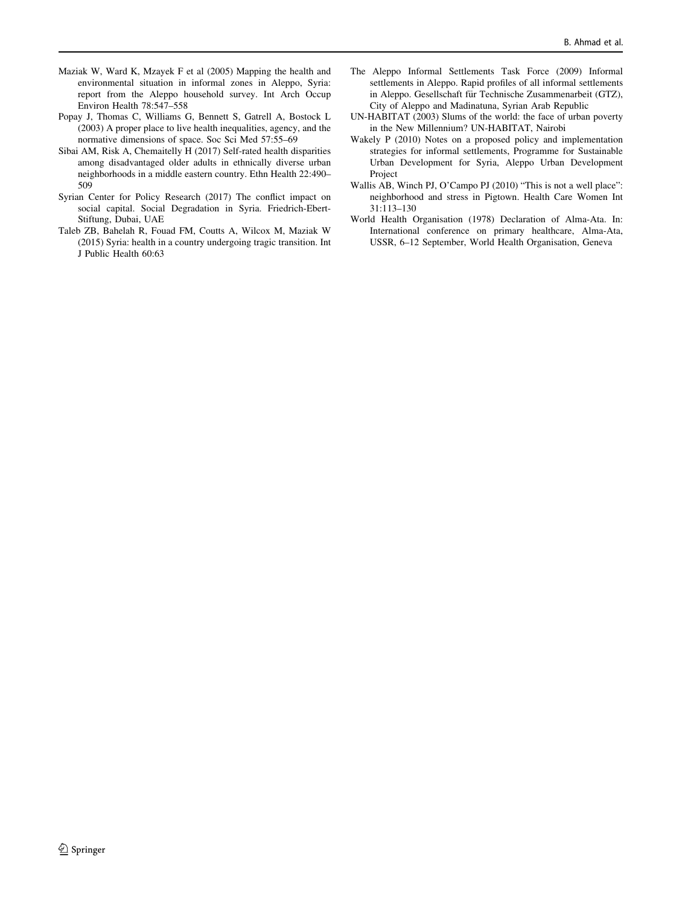Maziak W, Ward K, Mzayek F et al (2005) Mapping the health and environmental situation in informal zones in Aleppo, Syria: report from the Aleppo household survey. Int Arch Occup Environ Health 78:547–558

Popay J, Thomas C, Williams G, Bennett S, Gatrell A, Bostock L (2003) A proper place to live health inequalities, agency, and the normative dimensions of space. Soc Sci Med 57:55–69

Sibai AM, Risk A, Chemaitelly H (2017) Self-rated health disparities among disadvantaged older adults in ethnically diverse urban neighborhoods in a middle eastern country. Ethn Health 22:490–509

Syrian Center for Policy Research (2017) The conflict impact on social capital. Social Degradation in Syria. Friedrich-Ebert-Stiftung, Dubai, UAE

Taleb ZB, Bahelah R, Fouad FM, Coutts A, Wilcox M, Maziak W (2015) Syria: health in a country undergoing tragic transition. Int J Public Health 60:63

The Aleppo Informal Settlements Task Force (2009) Informal settlements in Aleppo. Rapid profiles of all informal settlements in Aleppo. Gesellschaft für Technische Zusammenarbeit (GTZ), City of Aleppo and Madinatuna, Syrian Arab Republic

UN-HABITAT (2003) Slums of the world: the face of urban poverty in the New Millennium? UN-HABITAT, Nairobi

Wakely P (2010) Notes on a proposed policy and implementation strategies for informal settlements, Programme for Sustainable Urban Development for Syria, Aleppo Urban Development Project

Wallis AB, Winch PJ, O'Campo PJ (2010) "This is not a well place": neighborhood and stress in Pigtown. Health Care Women Int 31:113–130

World Health Organisation (1978) Declaration of Alma-Ata. In: International conference on primary healthcare, Alma-Ata, USSR, 6–12 September, World Health Organisation, Geneva